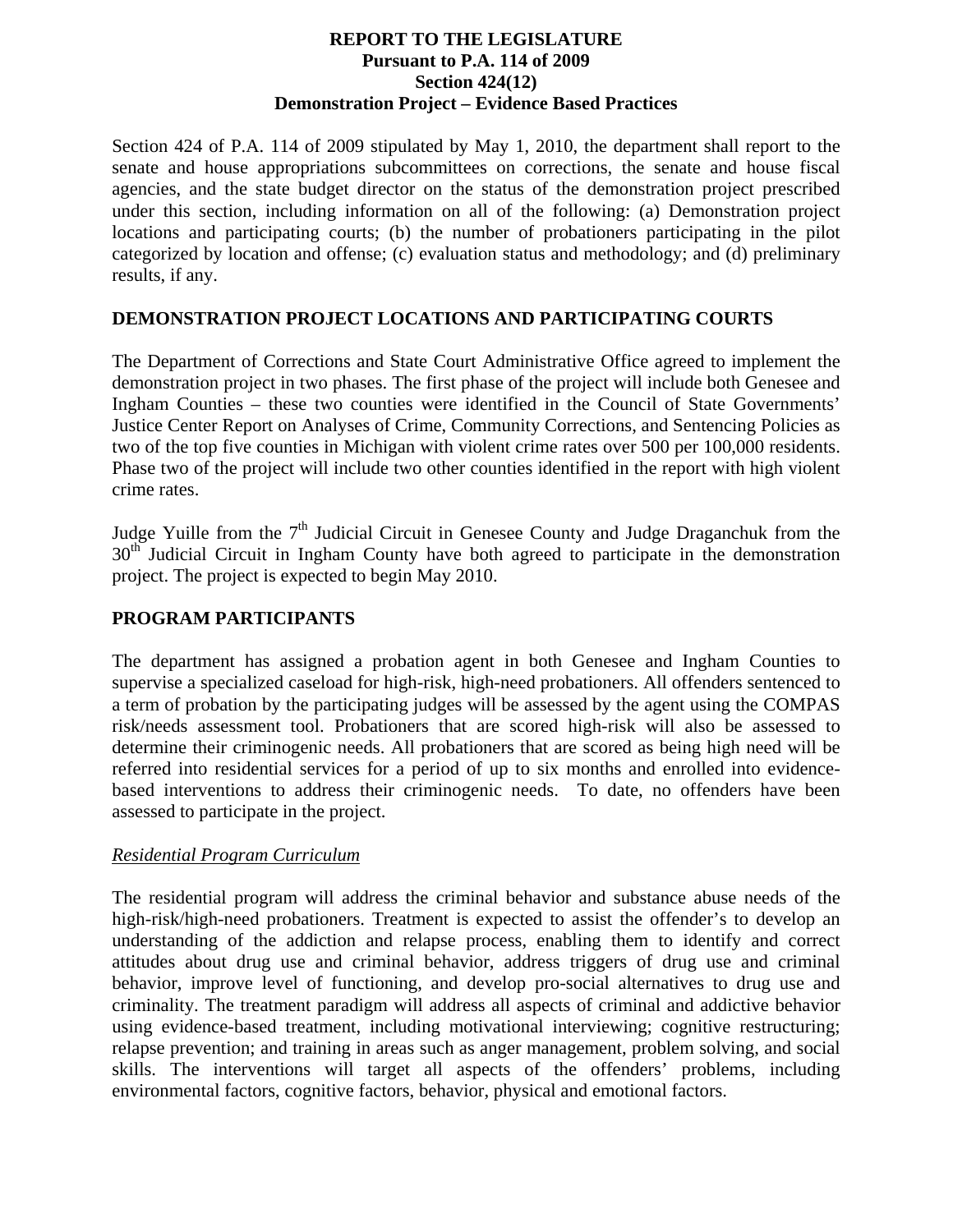# REPORT TO THE LEGISLATURE
## Pursuant to P.A. 114 of 2009
## Section 424(12)
## Demonstration Project – Evidence Based Practices

Section 424 of P.A. 114 of 2009 stipulated by May 1, 2010, the department shall report to the senate and house appropriations subcommittees on corrections, the senate and house fiscal agencies, and the state budget director on the status of the demonstration project prescribed under this section, including information on all of the following: (a) Demonstration project locations and participating courts; (b) the number of probationers participating in the pilot categorized by location and offense; (c) evaluation status and methodology; and (d) preliminary results, if any.

## DEMONSTRATION PROJECT LOCATIONS AND PARTICIPATING COURTS

The Department of Corrections and State Court Administrative Office agreed to implement the demonstration project in two phases. The first phase of the project will include both Genesee and Ingham Counties – these two counties were identified in the Council of State Governments' Justice Center Report on Analyses of Crime, Community Corrections, and Sentencing Policies as two of the top five counties in Michigan with violent crime rates over 500 per 100,000 residents. Phase two of the project will include two other counties identified in the report with high violent crime rates.

Judge Yuille from the 7th Judicial Circuit in Genesee County and Judge Draganchuk from the 30th Judicial Circuit in Ingham County have both agreed to participate in the demonstration project. The project is expected to begin May 2010.

## PROGRAM PARTICIPANTS

The department has assigned a probation agent in both Genesee and Ingham Counties to supervise a specialized caseload for high-risk, high-need probationers. All offenders sentenced to a term of probation by the participating judges will be assessed by the agent using the COMPAS risk/needs assessment tool. Probationers that are scored high-risk will also be assessed to determine their criminogenic needs. All probationers that are scored as being high need will be referred into residential services for a period of up to six months and enrolled into evidence-based interventions to address their criminogenic needs. To date, no offenders have been assessed to participate in the project.

### *Residential Program Curriculum*

The residential program will address the criminal behavior and substance abuse needs of the high-risk/high-need probationers. Treatment is expected to assist the offender's to develop an understanding of the addiction and relapse process, enabling them to identify and correct attitudes about drug use and criminal behavior, address triggers of drug use and criminal behavior, improve level of functioning, and develop pro-social alternatives to drug use and criminality. The treatment paradigm will address all aspects of criminal and addictive behavior using evidence-based treatment, including motivational interviewing; cognitive restructuring; relapse prevention; and training in areas such as anger management, problem solving, and social skills. The interventions will target all aspects of the offenders' problems, including environmental factors, cognitive factors, behavior, physical and emotional factors.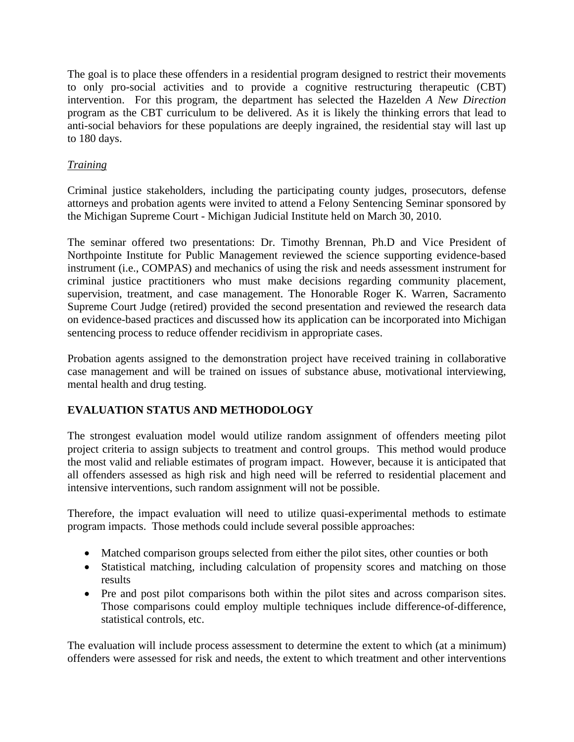The goal is to place these offenders in a residential program designed to restrict their movements to only pro-social activities and to provide a cognitive restructuring therapeutic (CBT) intervention. For this program, the department has selected the Hazelden *A New Direction* program as the CBT curriculum to be delivered. As it is likely the thinking errors that lead to anti-social behaviors for these populations are deeply ingrained, the residential stay will last up to 180 days.

*Training*

Criminal justice stakeholders, including the participating county judges, prosecutors, defense attorneys and probation agents were invited to attend a Felony Sentencing Seminar sponsored by the Michigan Supreme Court - Michigan Judicial Institute held on March 30, 2010.

The seminar offered two presentations: Dr. Timothy Brennan, Ph.D and Vice President of Northpointe Institute for Public Management reviewed the science supporting evidence-based instrument (i.e., COMPAS) and mechanics of using the risk and needs assessment instrument for criminal justice practitioners who must make decisions regarding community placement, supervision, treatment, and case management. The Honorable Roger K. Warren, Sacramento Supreme Court Judge (retired) provided the second presentation and reviewed the research data on evidence-based practices and discussed how its application can be incorporated into Michigan sentencing process to reduce offender recidivism in appropriate cases.

Probation agents assigned to the demonstration project have received training in collaborative case management and will be trained on issues of substance abuse, motivational interviewing, mental health and drug testing.

## EVALUATION STATUS AND METHODOLOGY

The strongest evaluation model would utilize random assignment of offenders meeting pilot project criteria to assign subjects to treatment and control groups. This method would produce the most valid and reliable estimates of program impact. However, because it is anticipated that all offenders assessed as high risk and high need will be referred to residential placement and intensive interventions, such random assignment will not be possible.

Therefore, the impact evaluation will need to utilize quasi-experimental methods to estimate program impacts. Those methods could include several possible approaches:

- Matched comparison groups selected from either the pilot sites, other counties or both
- Statistical matching, including calculation of propensity scores and matching on those results
- Pre and post pilot comparisons both within the pilot sites and across comparison sites. Those comparisons could employ multiple techniques include difference-of-difference, statistical controls, etc.

The evaluation will include process assessment to determine the extent to which (at a minimum) offenders were assessed for risk and needs, the extent to which treatment and other interventions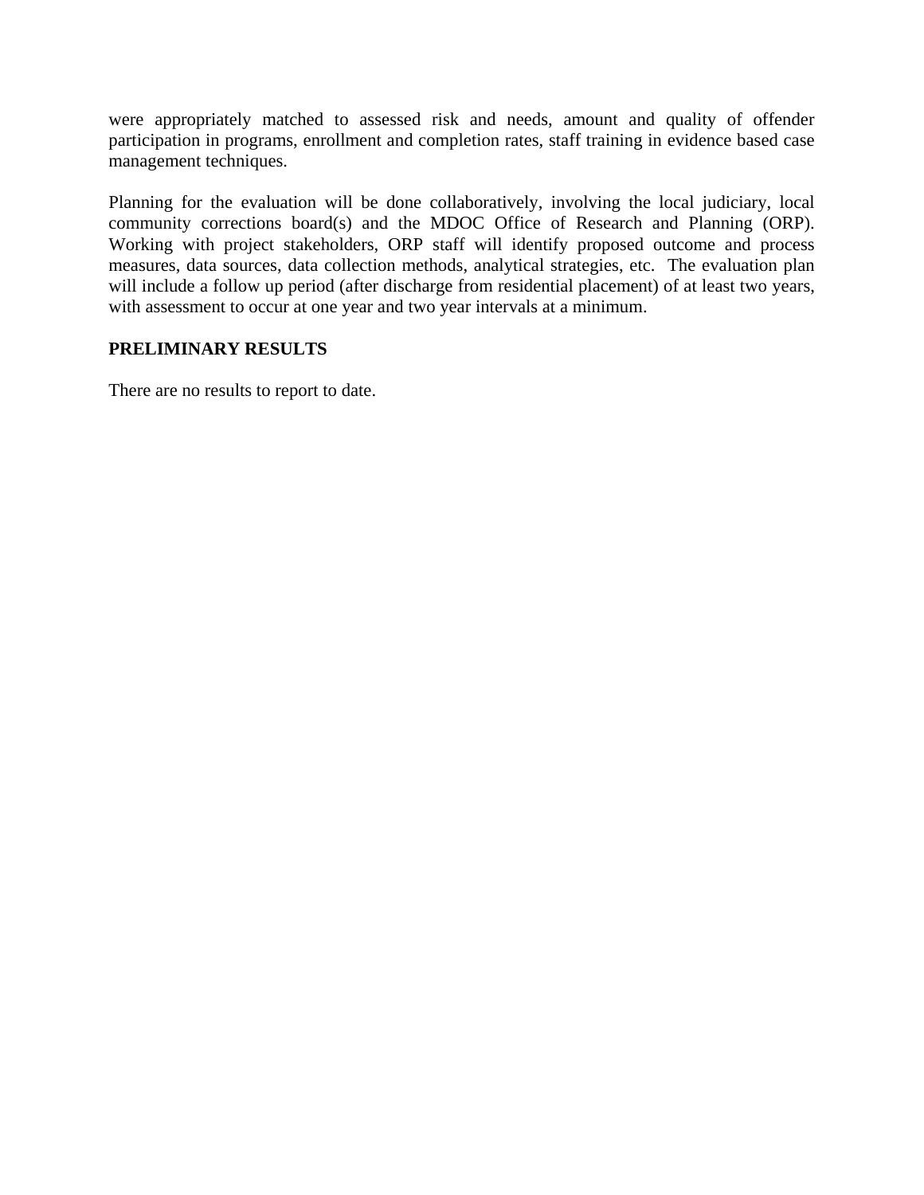were appropriately matched to assessed risk and needs, amount and quality of offender participation in programs, enrollment and completion rates, staff training in evidence based case management techniques.

Planning for the evaluation will be done collaboratively, involving the local judiciary, local community corrections board(s) and the MDOC Office of Research and Planning (ORP). Working with project stakeholders, ORP staff will identify proposed outcome and process measures, data sources, data collection methods, analytical strategies, etc. The evaluation plan will include a follow up period (after discharge from residential placement) of at least two years, with assessment to occur at one year and two year intervals at a minimum.

**PRELIMINARY RESULTS**

There are no results to report to date.